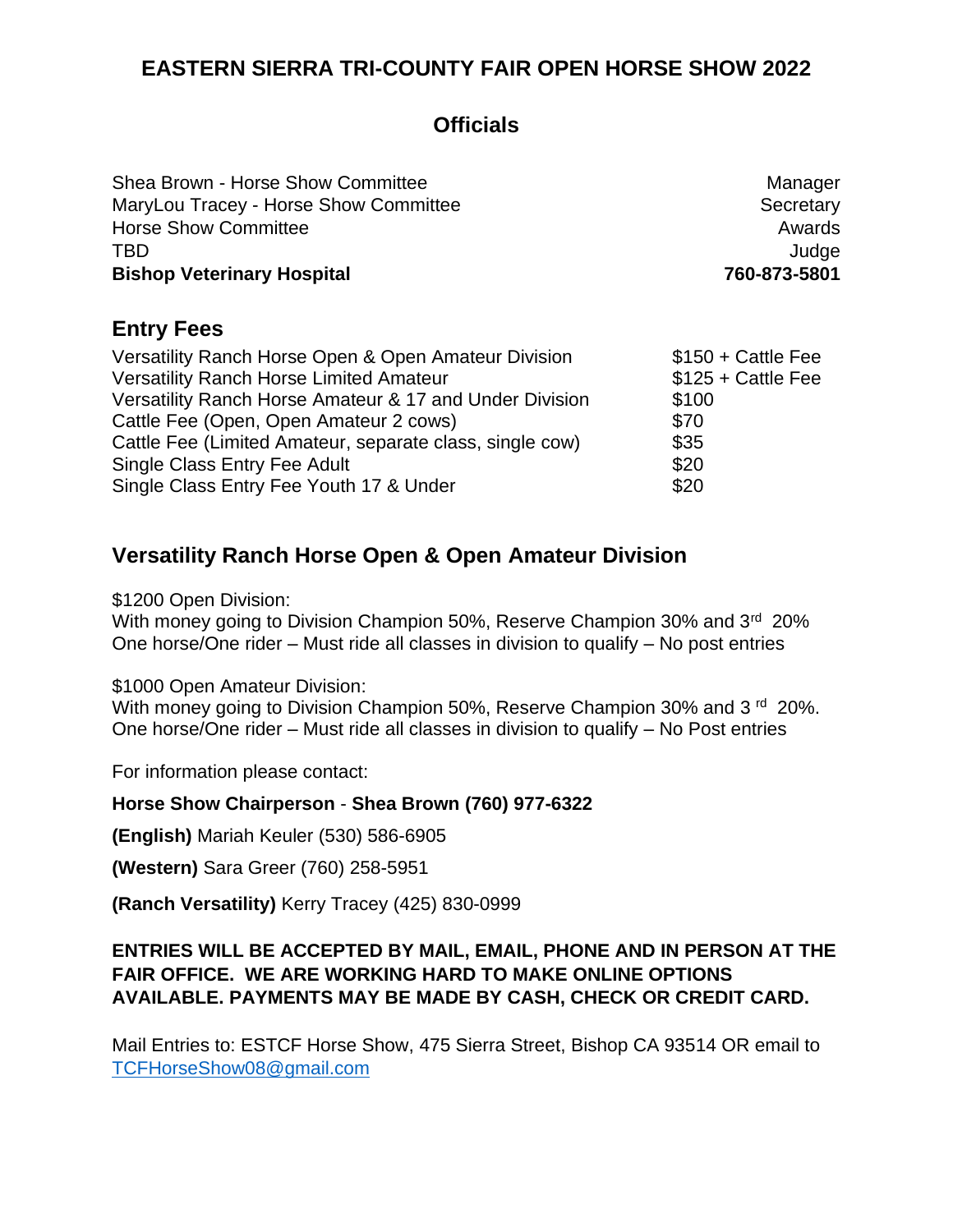# EASTERN SIERRA TRI-COUNTY FAIR OPEN HORSE SHOW 2022

## Officials

| | |
|---|---|
| Shea Brown - Horse Show Committee | Manager |
| MaryLou Tracey - Horse Show Committee | Secretary |
| Horse Show Committee | Awards |
| TBD | Judge |
| **Bishop Veterinary Hospital** | **760-873-5801** |

## Entry Fees

| | |
|---|---|
| Versatility Ranch Horse Open & Open Amateur Division | $150 + Cattle Fee |
| Versatility Ranch Horse Limited Amateur | $125 + Cattle Fee |
| Versatility Ranch Horse Amateur & 17 and Under Division | $100 |
| Cattle Fee (Open, Open Amateur 2 cows) | $70 |
| Cattle Fee (Limited Amateur, separate class, single cow) | $35 |
| Single Class Entry Fee Adult | $20 |
| Single Class Entry Fee Youth 17 & Under | $20 |

## Versatility Ranch Horse Open & Open Amateur Division

$1200 Open Division:
With money going to Division Champion 50%, Reserve Champion 30% and 3rd 20%
One horse/One rider – Must ride all classes in division to qualify – No post entries

$1000 Open Amateur Division:
With money going to Division Champion 50%, Reserve Champion 30% and 3rd 20%.
One horse/One rider – Must ride all classes in division to qualify – No Post entries

For information please contact:

**Horse Show Chairperson** - **Shea Brown (760) 977-6322**

**(English)** Mariah Keuler (530) 586-6905

**(Western)** Sara Greer (760) 258-5951

**(Ranch Versatility)** Kerry Tracey (425) 830-0999

**ENTRIES WILL BE ACCEPTED BY MAIL, EMAIL, PHONE AND IN PERSON AT THE FAIR OFFICE. WE ARE WORKING HARD TO MAKE ONLINE OPTIONS AVAILABLE. PAYMENTS MAY BE MADE BY CASH, CHECK OR CREDIT CARD.**

Mail Entries to: ESTCF Horse Show, 475 Sierra Street, Bishop CA 93514 OR email to TCFHorseShow08@gmail.com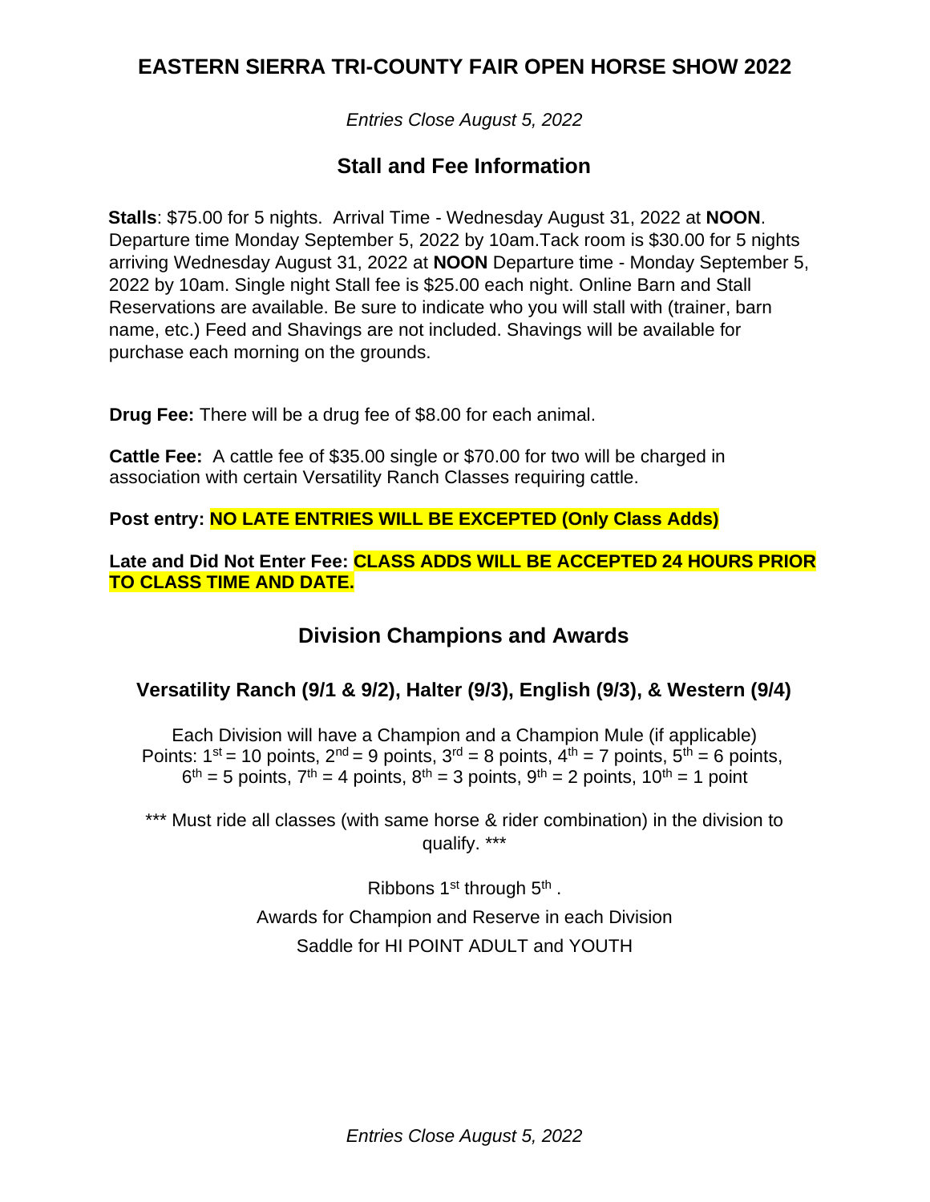# EASTERN SIERRA TRI-COUNTY FAIR OPEN HORSE SHOW 2022

*Entries Close August 5, 2022*

## Stall and Fee Information

**Stalls**: $75.00 for 5 nights. Arrival Time - Wednesday August 31, 2022 at **NOON**. Departure time Monday September 5, 2022 by 10am.Tack room is $30.00 for 5 nights arriving Wednesday August 31, 2022 at **NOON** Departure time - Monday September 5, 2022 by 10am. Single night Stall fee is $25.00 each night. Online Barn and Stall Reservations are available. Be sure to indicate who you will stall with (trainer, barn name, etc.) Feed and Shavings are not included. Shavings will be available for purchase each morning on the grounds.

**Drug Fee:** There will be a drug fee of $8.00 for each animal.

**Cattle Fee:** A cattle fee of $35.00 single or $70.00 for two will be charged in association with certain Versatility Ranch Classes requiring cattle.

**Post entry: NO LATE ENTRIES WILL BE EXCEPTED (Only Class Adds)**

**Late and Did Not Enter Fee: CLASS ADDS WILL BE ACCEPTED 24 HOURS PRIOR TO CLASS TIME AND DATE.**

## Division Champions and Awards

### Versatility Ranch (9/1 & 9/2), Halter (9/3), English (9/3), & Western (9/4)

Each Division will have a Champion and a Champion Mule (if applicable)
Points: 1st = 10 points, 2nd = 9 points, 3rd = 8 points, 4th = 7 points, 5th = 6 points, 6th = 5 points, 7th = 4 points, 8th = 3 points, 9th = 2 points, 10th = 1 point

*** Must ride all classes (with same horse & rider combination) in the division to qualify. ***

Ribbons 1st through 5th .

Awards for Champion and Reserve in each Division

Saddle for HI POINT ADULT and YOUTH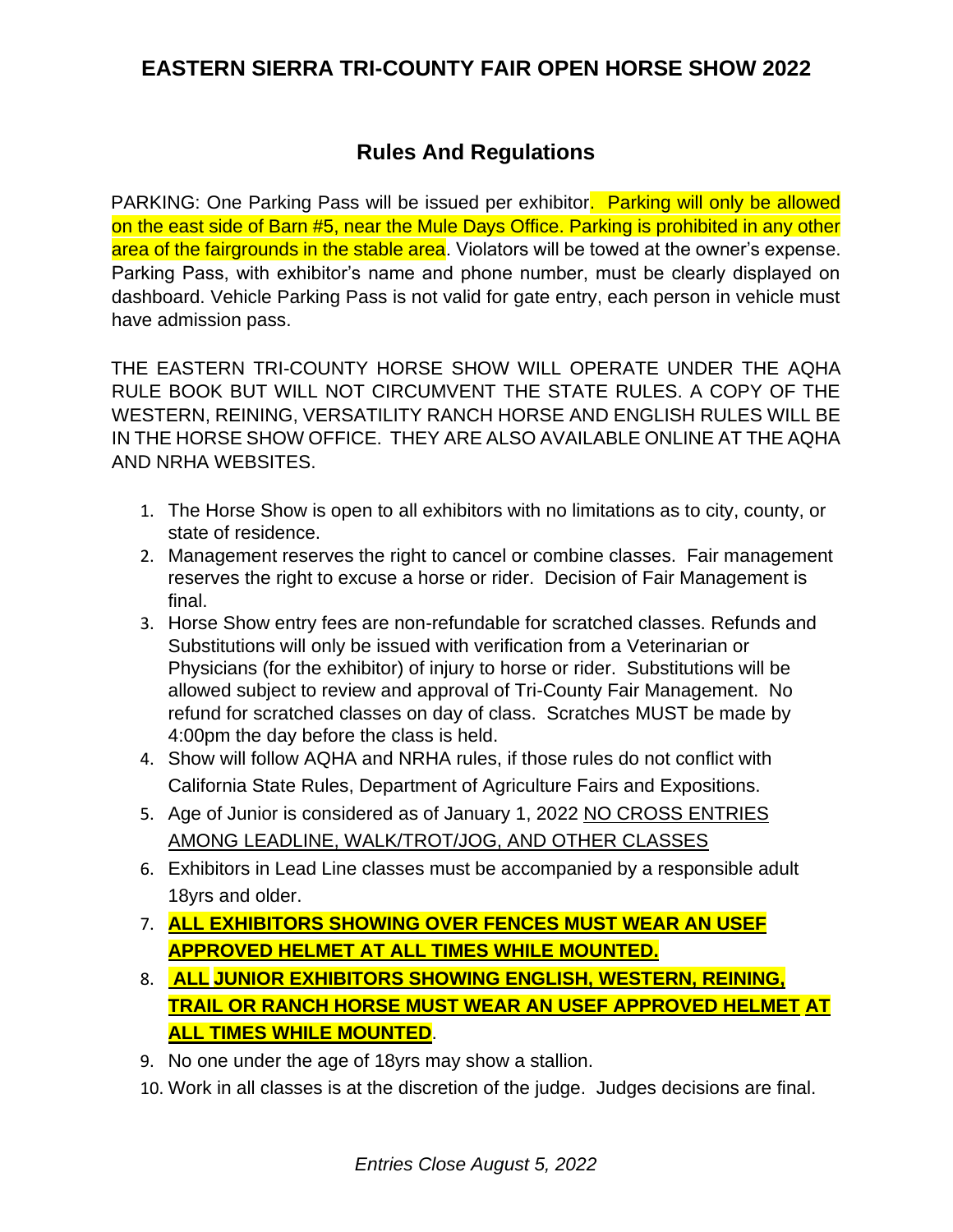# EASTERN SIERRA TRI-COUNTY FAIR OPEN HORSE SHOW 2022

## Rules And Regulations

PARKING: One Parking Pass will be issued per exhibitor. Parking will only be allowed on the east side of Barn #5, near the Mule Days Office. Parking is prohibited in any other area of the fairgrounds in the stable area. Violators will be towed at the owner's expense. Parking Pass, with exhibitor's name and phone number, must be clearly displayed on dashboard. Vehicle Parking Pass is not valid for gate entry, each person in vehicle must have admission pass.

THE EASTERN TRI-COUNTY HORSE SHOW WILL OPERATE UNDER THE AQHA RULE BOOK BUT WILL NOT CIRCUMVENT THE STATE RULES. A COPY OF THE WESTERN, REINING, VERSATILITY RANCH HORSE AND ENGLISH RULES WILL BE IN THE HORSE SHOW OFFICE. THEY ARE ALSO AVAILABLE ONLINE AT THE AQHA AND NRHA WEBSITES.

1. The Horse Show is open to all exhibitors with no limitations as to city, county, or state of residence.
2. Management reserves the right to cancel or combine classes. Fair management reserves the right to excuse a horse or rider. Decision of Fair Management is final.
3. Horse Show entry fees are non-refundable for scratched classes. Refunds and Substitutions will only be issued with verification from a Veterinarian or Physicians (for the exhibitor) of injury to horse or rider. Substitutions will be allowed subject to review and approval of Tri-County Fair Management. No refund for scratched classes on day of class. Scratches MUST be made by 4:00pm the day before the class is held.
4. Show will follow AQHA and NRHA rules, if those rules do not conflict with California State Rules, Department of Agriculture Fairs and Expositions.
5. Age of Junior is considered as of January 1, 2022 NO CROSS ENTRIES AMONG LEADLINE, WALK/TROT/JOG, AND OTHER CLASSES
6. Exhibitors in Lead Line classes must be accompanied by a responsible adult 18yrs and older.
7. **ALL EXHIBITORS SHOWING OVER FENCES MUST WEAR AN USEF APPROVED HELMET AT ALL TIMES WHILE MOUNTED.**
8. **ALL JUNIOR EXHIBITORS SHOWING ENGLISH, WESTERN, REINING, TRAIL OR RANCH HORSE MUST WEAR AN USEF APPROVED HELMET AT ALL TIMES WHILE MOUNTED**.
9. No one under the age of 18yrs may show a stallion.
10. Work in all classes is at the discretion of the judge. Judges decisions are final.

*Entries Close August 5, 2022*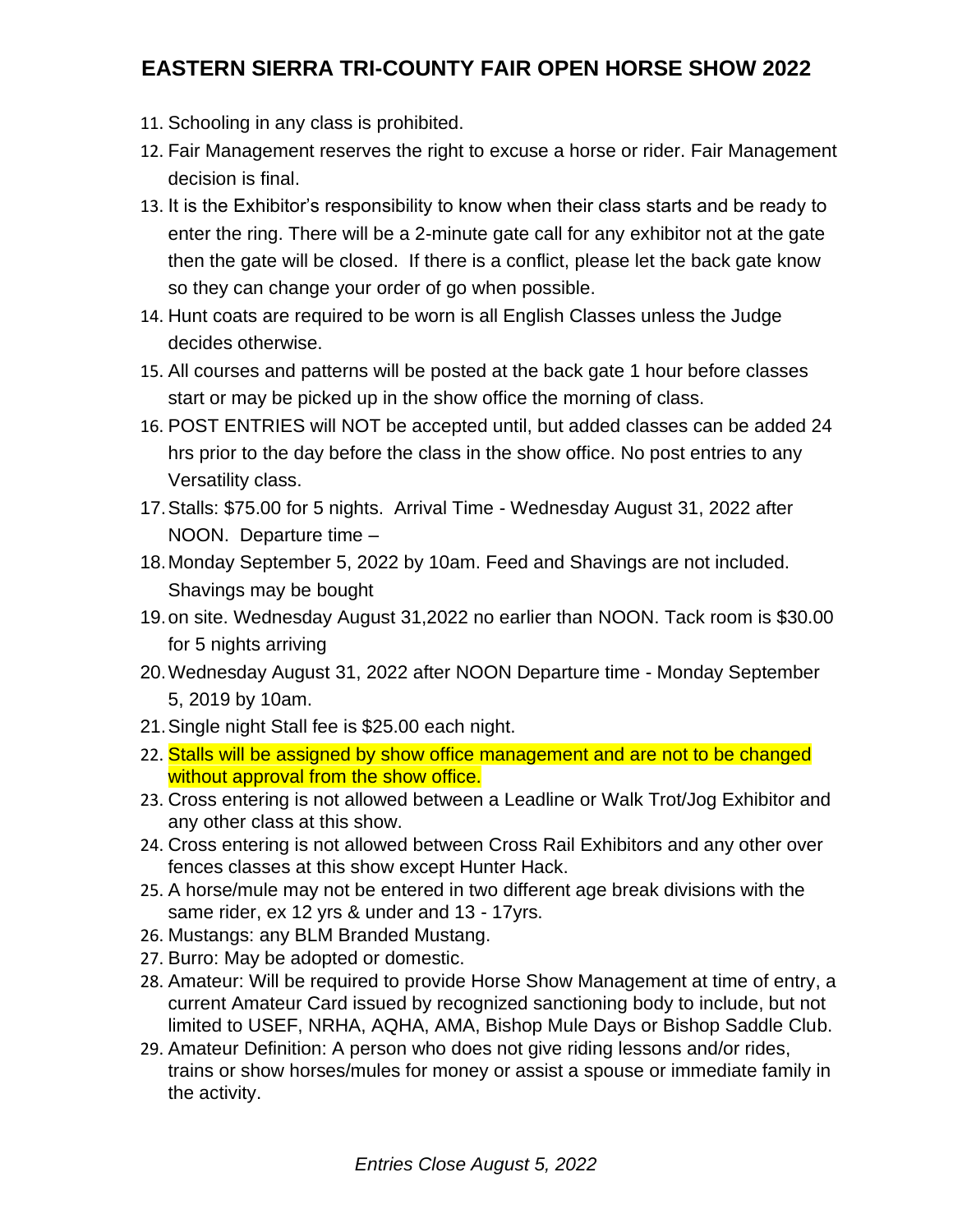# EASTERN SIERRA TRI-COUNTY FAIR OPEN HORSE SHOW 2022

11. Schooling in any class is prohibited.
12. Fair Management reserves the right to excuse a horse or rider. Fair Management decision is final.
13. It is the Exhibitor's responsibility to know when their class starts and be ready to enter the ring. There will be a 2-minute gate call for any exhibitor not at the gate then the gate will be closed. If there is a conflict, please let the back gate know so they can change your order of go when possible.
14. Hunt coats are required to be worn is all English Classes unless the Judge decides otherwise.
15. All courses and patterns will be posted at the back gate 1 hour before classes start or may be picked up in the show office the morning of class.
16. POST ENTRIES will NOT be accepted until, but added classes can be added 24 hrs prior to the day before the class in the show office. No post entries to any Versatility class.
17. Stalls: $75.00 for 5 nights. Arrival Time - Wednesday August 31, 2022 after NOON. Departure time –
18. Monday September 5, 2022 by 10am. Feed and Shavings are not included. Shavings may be bought
19. on site. Wednesday August 31,2022 no earlier than NOON. Tack room is $30.00 for 5 nights arriving
20. Wednesday August 31, 2022 after NOON Departure time - Monday September 5, 2019 by 10am.
21. Single night Stall fee is $25.00 each night.
22. Stalls will be assigned by show office management and are not to be changed without approval from the show office.
23. Cross entering is not allowed between a Leadline or Walk Trot/Jog Exhibitor and any other class at this show.
24. Cross entering is not allowed between Cross Rail Exhibitors and any other over fences classes at this show except Hunter Hack.
25. A horse/mule may not be entered in two different age break divisions with the same rider, ex 12 yrs & under and 13 - 17yrs.
26. Mustangs: any BLM Branded Mustang.
27. Burro: May be adopted or domestic.
28. Amateur: Will be required to provide Horse Show Management at time of entry, a current Amateur Card issued by recognized sanctioning body to include, but not limited to USEF, NRHA, AQHA, AMA, Bishop Mule Days or Bishop Saddle Club.
29. Amateur Definition: A person who does not give riding lessons and/or rides, trains or show horses/mules for money or assist a spouse or immediate family in the activity.

*Entries Close August 5, 2022*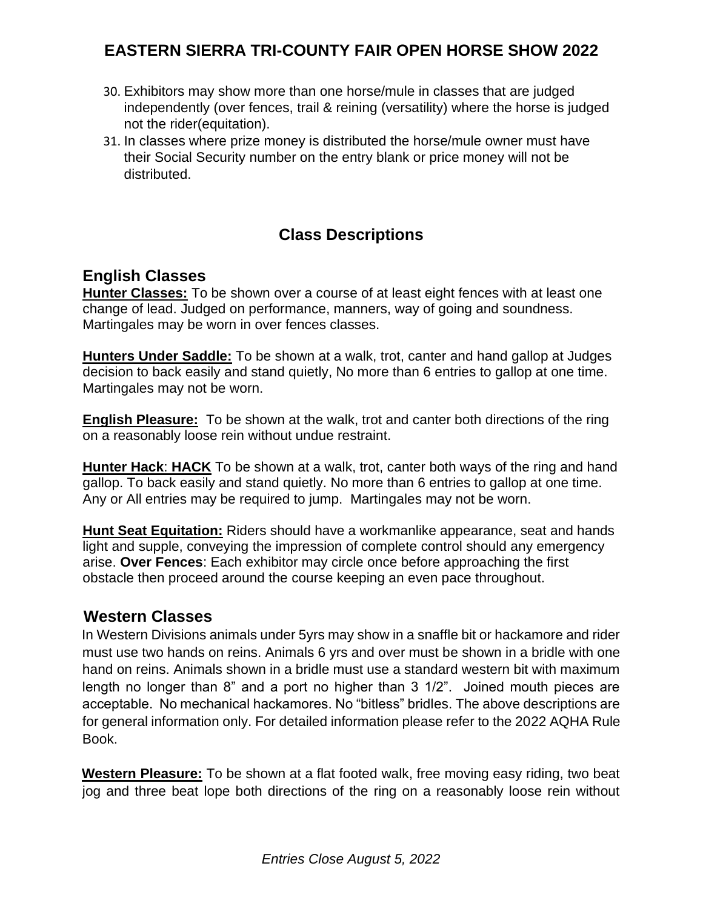30. Exhibitors may show more than one horse/mule in classes that are judged independently (over fences, trail & reining (versatility) where the horse is judged not the rider(equitation).
31. In classes where prize money is distributed the horse/mule owner must have their Social Security number on the entry blank or price money will not be distributed.

## Class Descriptions

### English Classes

**Hunter Classes:** To be shown over a course of at least eight fences with at least one change of lead. Judged on performance, manners, way of going and soundness. Martingales may be worn in over fences classes.

**Hunters Under Saddle:** To be shown at a walk, trot, canter and hand gallop at Judges decision to back easily and stand quietly, No more than 6 entries to gallop at one time. Martingales may not be worn.

**English Pleasure:** To be shown at the walk, trot and canter both directions of the ring on a reasonably loose rein without undue restraint.

**Hunter Hack**: **HACK** To be shown at a walk, trot, canter both ways of the ring and hand gallop. To back easily and stand quietly. No more than 6 entries to gallop at one time. Any or All entries may be required to jump. Martingales may not be worn.

**Hunt Seat Equitation:** Riders should have a workmanlike appearance, seat and hands light and supple, conveying the impression of complete control should any emergency arise. **Over Fences**: Each exhibitor may circle once before approaching the first obstacle then proceed around the course keeping an even pace throughout.

### Western Classes

In Western Divisions animals under 5yrs may show in a snaffle bit or hackamore and rider must use two hands on reins. Animals 6 yrs and over must be shown in a bridle with one hand on reins. Animals shown in a bridle must use a standard western bit with maximum length no longer than 8" and a port no higher than 3 1/2". Joined mouth pieces are acceptable. No mechanical hackamores. No "bitless" bridles. The above descriptions are for general information only. For detailed information please refer to the 2022 AQHA Rule Book.

**Western Pleasure:** To be shown at a flat footed walk, free moving easy riding, two beat jog and three beat lope both directions of the ring on a reasonably loose rein without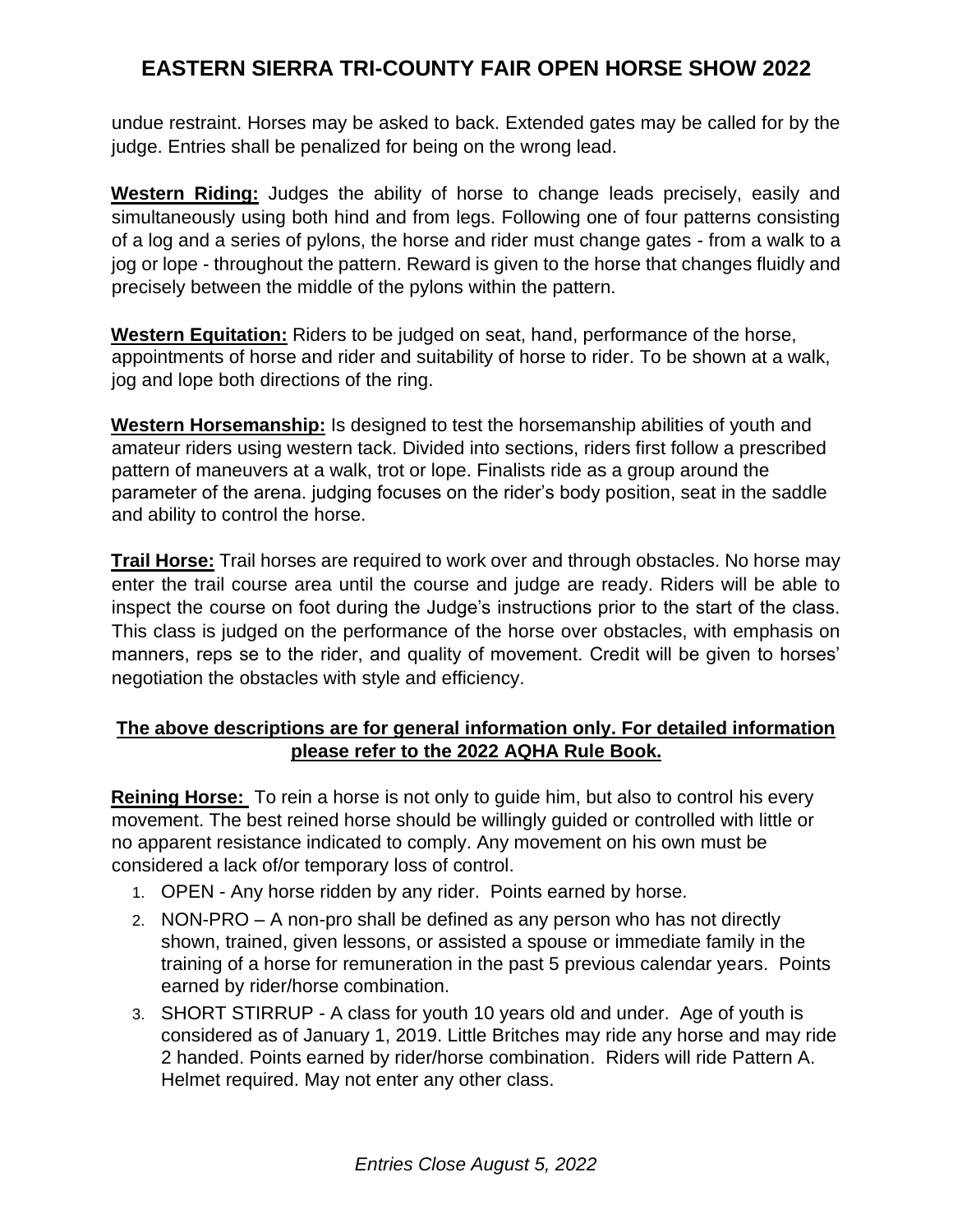undue restraint. Horses may be asked to back. Extended gates may be called for by the judge. Entries shall be penalized for being on the wrong lead.

**Western Riding:** Judges the ability of horse to change leads precisely, easily and simultaneously using both hind and from legs. Following one of four patterns consisting of a log and a series of pylons, the horse and rider must change gates - from a walk to a jog or lope - throughout the pattern. Reward is given to the horse that changes fluidly and precisely between the middle of the pylons within the pattern.

**Western Equitation:** Riders to be judged on seat, hand, performance of the horse, appointments of horse and rider and suitability of horse to rider. To be shown at a walk, jog and lope both directions of the ring.

**Western Horsemanship:** Is designed to test the horsemanship abilities of youth and amateur riders using western tack. Divided into sections, riders first follow a prescribed pattern of maneuvers at a walk, trot or lope. Finalists ride as a group around the parameter of the arena. judging focuses on the rider's body position, seat in the saddle and ability to control the horse.

**Trail Horse:** Trail horses are required to work over and through obstacles. No horse may enter the trail course area until the course and judge are ready. Riders will be able to inspect the course on foot during the Judge's instructions prior to the start of the class. This class is judged on the performance of the horse over obstacles, with emphasis on manners, reps se to the rider, and quality of movement. Credit will be given to horses' negotiation the obstacles with style and efficiency.

**The above descriptions are for general information only. For detailed information please refer to the 2022 AQHA Rule Book.**

**Reining Horse:** To rein a horse is not only to guide him, but also to control his every movement. The best reined horse should be willingly guided or controlled with little or no apparent resistance indicated to comply. Any movement on his own must be considered a lack of/or temporary loss of control.

1. OPEN - Any horse ridden by any rider. Points earned by horse.
2. NON-PRO – A non-pro shall be defined as any person who has not directly shown, trained, given lessons, or assisted a spouse or immediate family in the training of a horse for remuneration in the past 5 previous calendar years. Points earned by rider/horse combination.
3. SHORT STIRRUP - A class for youth 10 years old and under. Age of youth is considered as of January 1, 2019. Little Britches may ride any horse and may ride 2 handed. Points earned by rider/horse combination. Riders will ride Pattern A. Helmet required. May not enter any other class.

*Entries Close August 5, 2022*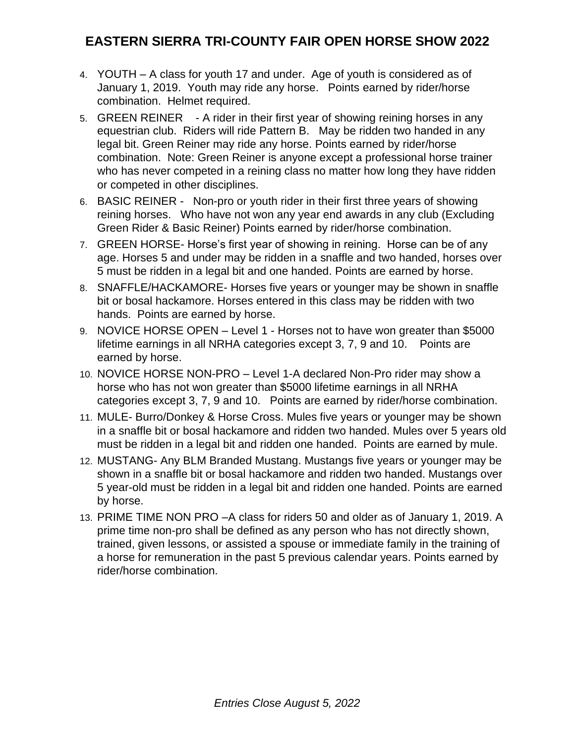# EASTERN SIERRA TRI-COUNTY FAIR OPEN HORSE SHOW 2022

4. YOUTH – A class for youth 17 and under. Age of youth is considered as of January 1, 2019. Youth may ride any horse. Points earned by rider/horse combination. Helmet required.
5. GREEN REINER - A rider in their first year of showing reining horses in any equestrian club. Riders will ride Pattern B. May be ridden two handed in any legal bit. Green Reiner may ride any horse. Points earned by rider/horse combination. Note: Green Reiner is anyone except a professional horse trainer who has never competed in a reining class no matter how long they have ridden or competed in other disciplines.
6. BASIC REINER - Non-pro or youth rider in their first three years of showing reining horses. Who have not won any year end awards in any club (Excluding Green Rider & Basic Reiner) Points earned by rider/horse combination.
7. GREEN HORSE- Horse's first year of showing in reining. Horse can be of any age. Horses 5 and under may be ridden in a snaffle and two handed, horses over 5 must be ridden in a legal bit and one handed. Points are earned by horse.
8. SNAFFLE/HACKAMORE- Horses five years or younger may be shown in snaffle bit or bosal hackamore. Horses entered in this class may be ridden with two hands. Points are earned by horse.
9. NOVICE HORSE OPEN – Level 1 - Horses not to have won greater than $5000 lifetime earnings in all NRHA categories except 3, 7, 9 and 10. Points are earned by horse.
10. NOVICE HORSE NON-PRO – Level 1-A declared Non-Pro rider may show a horse who has not won greater than $5000 lifetime earnings in all NRHA categories except 3, 7, 9 and 10. Points are earned by rider/horse combination.
11. MULE- Burro/Donkey & Horse Cross. Mules five years or younger may be shown in a snaffle bit or bosal hackamore and ridden two handed. Mules over 5 years old must be ridden in a legal bit and ridden one handed. Points are earned by mule.
12. MUSTANG- Any BLM Branded Mustang. Mustangs five years or younger may be shown in a snaffle bit or bosal hackamore and ridden two handed. Mustangs over 5 year-old must be ridden in a legal bit and ridden one handed. Points are earned by horse.
13. PRIME TIME NON PRO –A class for riders 50 and older as of January 1, 2019. A prime time non-pro shall be defined as any person who has not directly shown, trained, given lessons, or assisted a spouse or immediate family in the training of a horse for remuneration in the past 5 previous calendar years. Points earned by rider/horse combination.

*Entries Close August 5, 2022*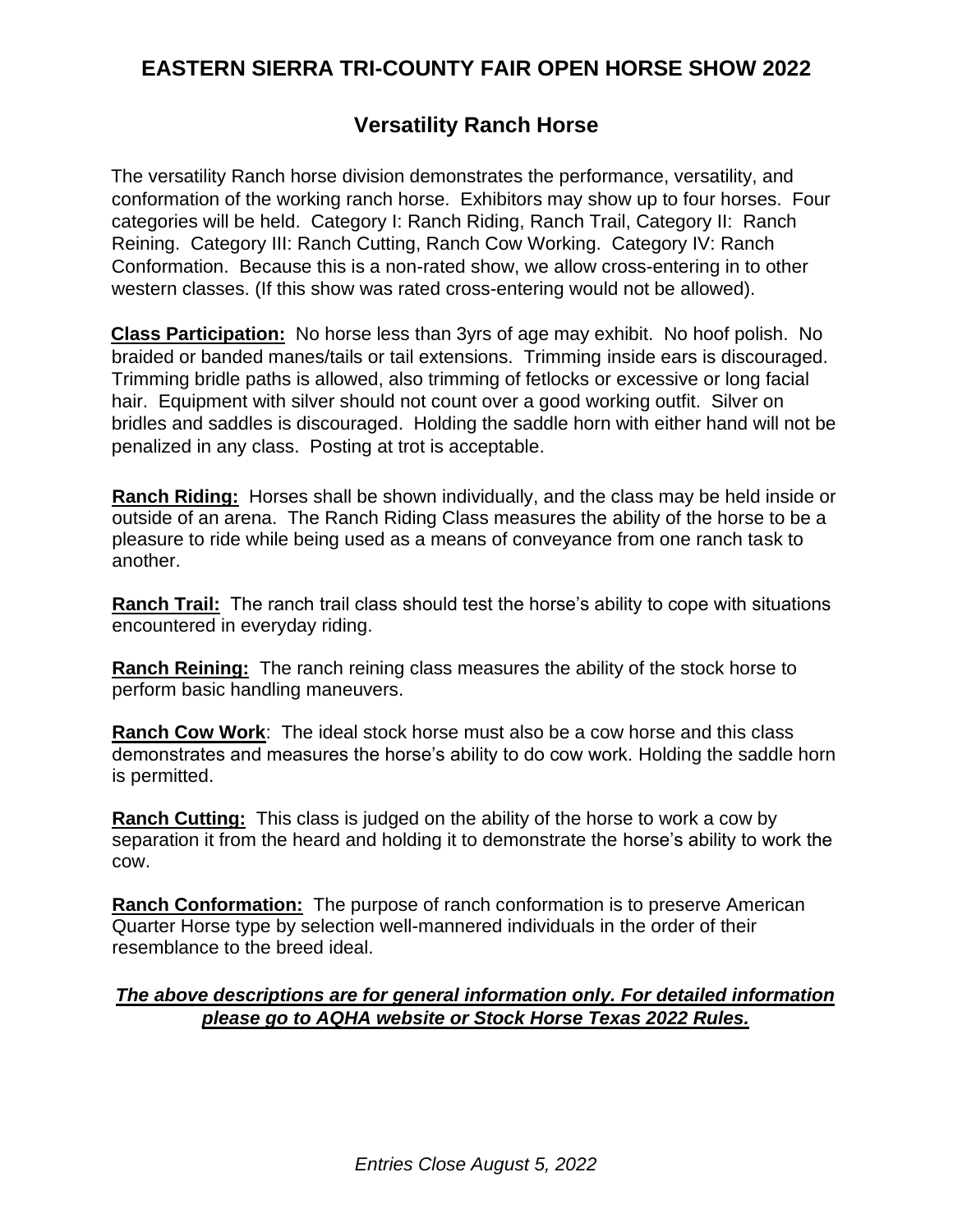# EASTERN SIERRA TRI-COUNTY FAIR OPEN HORSE SHOW 2022

## Versatility Ranch Horse

The versatility Ranch horse division demonstrates the performance, versatility, and conformation of the working ranch horse. Exhibitors may show up to four horses. Four categories will be held. Category I: Ranch Riding, Ranch Trail, Category II: Ranch Reining. Category III: Ranch Cutting, Ranch Cow Working. Category IV: Ranch Conformation. Because this is a non-rated show, we allow cross-entering in to other western classes. (If this show was rated cross-entering would not be allowed).

**Class Participation:** No horse less than 3yrs of age may exhibit. No hoof polish. No braided or banded manes/tails or tail extensions. Trimming inside ears is discouraged. Trimming bridle paths is allowed, also trimming of fetlocks or excessive or long facial hair. Equipment with silver should not count over a good working outfit. Silver on bridles and saddles is discouraged. Holding the saddle horn with either hand will not be penalized in any class. Posting at trot is acceptable.

**Ranch Riding:** Horses shall be shown individually, and the class may be held inside or outside of an arena. The Ranch Riding Class measures the ability of the horse to be a pleasure to ride while being used as a means of conveyance from one ranch task to another.

**Ranch Trail:** The ranch trail class should test the horse's ability to cope with situations encountered in everyday riding.

**Ranch Reining:** The ranch reining class measures the ability of the stock horse to perform basic handling maneuvers.

**Ranch Cow Work**: The ideal stock horse must also be a cow horse and this class demonstrates and measures the horse's ability to do cow work. Holding the saddle horn is permitted.

**Ranch Cutting:** This class is judged on the ability of the horse to work a cow by separation it from the heard and holding it to demonstrate the horse's ability to work the cow.

**Ranch Conformation:** The purpose of ranch conformation is to preserve American Quarter Horse type by selection well-mannered individuals in the order of their resemblance to the breed ideal.

***The above descriptions are for general information only. For detailed information please go to AQHA website or Stock Horse Texas 2022 Rules.***

*Entries Close August 5, 2022*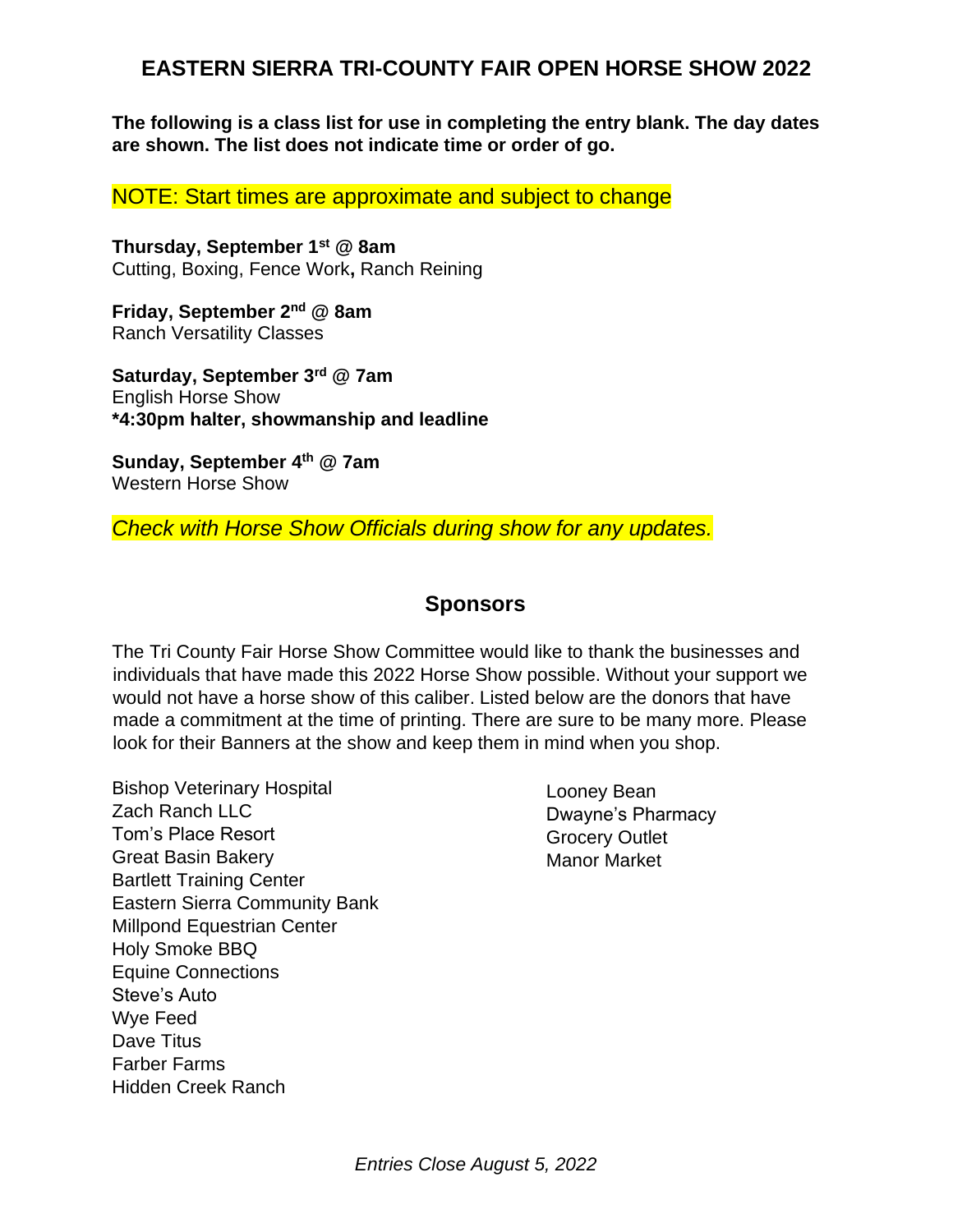# EASTERN SIERRA TRI-COUNTY FAIR OPEN HORSE SHOW 2022

**The following is a class list for use in completing the entry blank. The day dates are shown. The list does not indicate time or order of go.**

NOTE: Start times are approximate and subject to change

**Thursday, September 1st @ 8am**
Cutting, Boxing, Fence Work**,** Ranch Reining

**Friday, September 2nd @ 8am**
Ranch Versatility Classes

**Saturday, September 3rd @ 7am**
English Horse Show
**\*4:30pm halter, showmanship and leadline**

**Sunday, September 4th @ 7am**
Western Horse Show

*Check with Horse Show Officials during show for any updates.*

## Sponsors

The Tri County Fair Horse Show Committee would like to thank the businesses and individuals that have made this 2022 Horse Show possible. Without your support we would not have a horse show of this caliber. Listed below are the donors that have made a commitment at the time of printing. There are sure to be many more. Please look for their Banners at the show and keep them in mind when you shop.

Bishop Veterinary Hospital
Zach Ranch LLC
Tom's Place Resort
Great Basin Bakery
Bartlett Training Center
Eastern Sierra Community Bank
Millpond Equestrian Center
Holy Smoke BBQ
Equine Connections
Steve's Auto
Wye Feed
Dave Titus
Farber Farms
Hidden Creek Ranch
Looney Bean
Dwayne's Pharmacy
Grocery Outlet
Manor Market

*Entries Close August 5, 2022*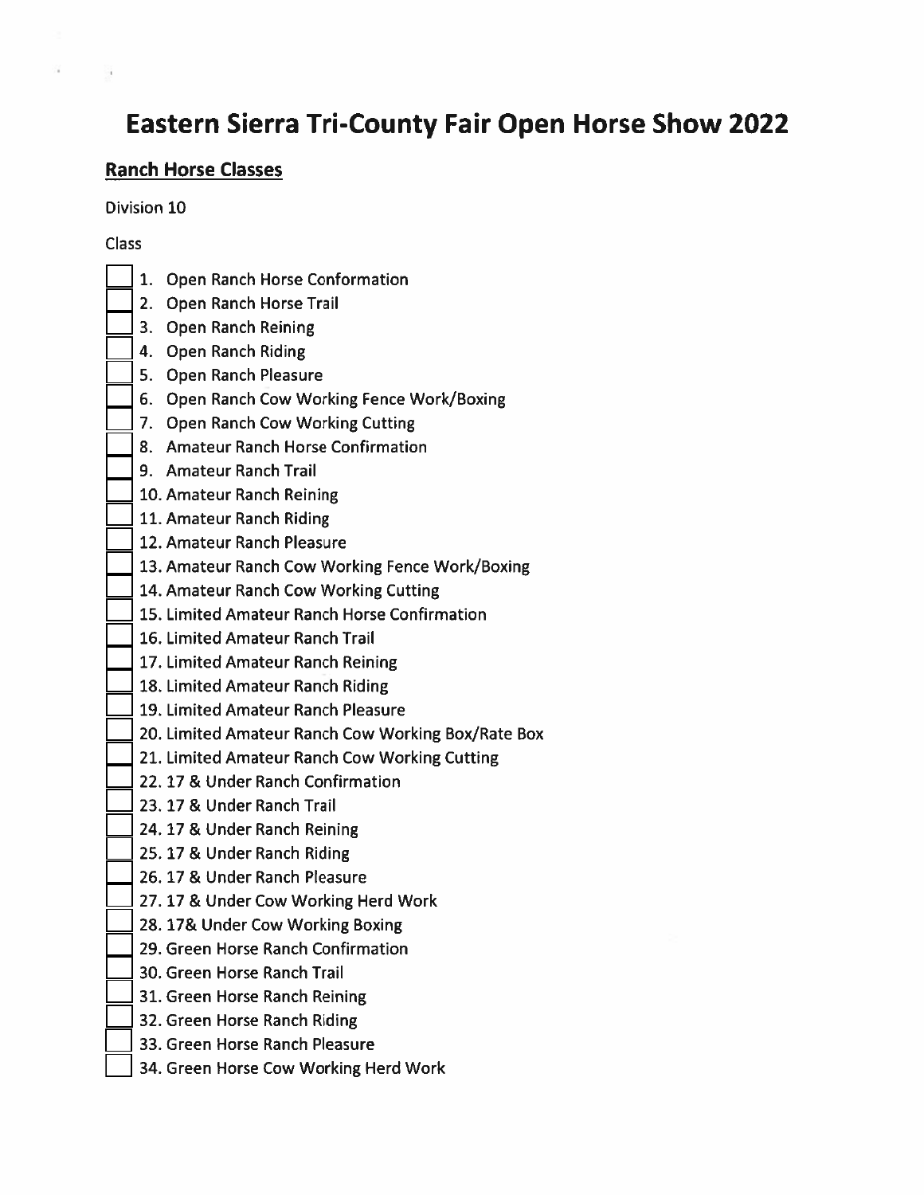# Eastern Sierra Tri-County Fair Open Horse Show 2022

## Ranch Horse Classes

Division 10

Class

- [ ] 1. Open Ranch Horse Conformation
- [ ] 2. Open Ranch Horse Trail
- [ ] 3. Open Ranch Reining
- [ ] 4. Open Ranch Riding
- [ ] 5. Open Ranch Pleasure
- [ ] 6. Open Ranch Cow Working Fence Work/Boxing
- [ ] 7. Open Ranch Cow Working Cutting
- [ ] 8. Amateur Ranch Horse Confirmation
- [ ] 9. Amateur Ranch Trail
- [ ] 10. Amateur Ranch Reining
- [ ] 11. Amateur Ranch Riding
- [ ] 12. Amateur Ranch Pleasure
- [ ] 13. Amateur Ranch Cow Working Fence Work/Boxing
- [ ] 14. Amateur Ranch Cow Working Cutting
- [ ] 15. Limited Amateur Ranch Horse Confirmation
- [ ] 16. Limited Amateur Ranch Trail
- [ ] 17. Limited Amateur Ranch Reining
- [ ] 18. Limited Amateur Ranch Riding
- [ ] 19. Limited Amateur Ranch Pleasure
- [ ] 20. Limited Amateur Ranch Cow Working Box/Rate Box
- [ ] 21. Limited Amateur Ranch Cow Working Cutting
- [ ] 22. 17 & Under Ranch Confirmation
- [ ] 23. 17 & Under Ranch Trail
- [ ] 24. 17 & Under Ranch Reining
- [ ] 25. 17 & Under Ranch Riding
- [ ] 26. 17 & Under Ranch Pleasure
- [ ] 27. 17 & Under Cow Working Herd Work
- [ ] 28. 17& Under Cow Working Boxing
- [ ] 29. Green Horse Ranch Confirmation
- [ ] 30. Green Horse Ranch Trail
- [ ] 31. Green Horse Ranch Reining
- [ ] 32. Green Horse Ranch Riding
- [ ] 33. Green Horse Ranch Pleasure
- [ ] 34. Green Horse Cow Working Herd Work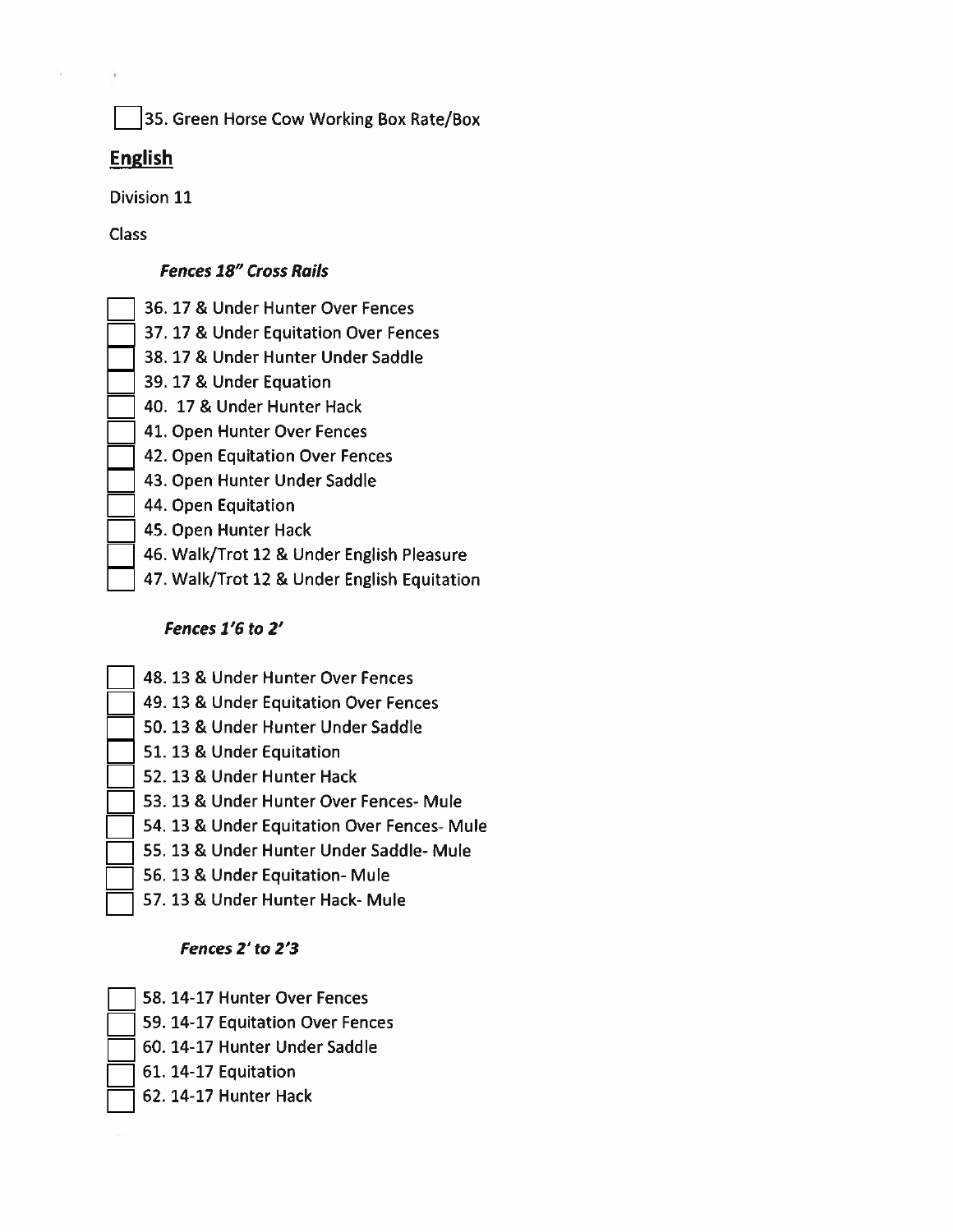☐ 35. Green Horse Cow Working Box Rate/Box

## English

Division 11

Class

***Fences 18" Cross Rails***

- ☐ 36. 17 & Under Hunter Over Fences
- ☐ 37. 17 & Under Equitation Over Fences
- ☐ 38. 17 & Under Hunter Under Saddle
- ☐ 39. 17 & Under Equation
- ☐ 40. 17 & Under Hunter Hack
- ☐ 41. Open Hunter Over Fences
- ☐ 42. Open Equitation Over Fences
- ☐ 43. Open Hunter Under Saddle
- ☐ 44. Open Equitation
- ☐ 45. Open Hunter Hack
- ☐ 46. Walk/Trot 12 & Under English Pleasure
- ☐ 47. Walk/Trot 12 & Under English Equitation

***Fences 1'6 to 2'***

- ☐ 48. 13 & Under Hunter Over Fences
- ☐ 49. 13 & Under Equitation Over Fences
- ☐ 50. 13 & Under Hunter Under Saddle
- ☐ 51. 13 & Under Equitation
- ☐ 52. 13 & Under Hunter Hack
- ☐ 53. 13 & Under Hunter Over Fences- Mule
- ☐ 54. 13 & Under Equitation Over Fences- Mule
- ☐ 55. 13 & Under Hunter Under Saddle- Mule
- ☐ 56. 13 & Under Equitation- Mule
- ☐ 57. 13 & Under Hunter Hack- Mule

***Fences 2' to 2'3***

- ☐ 58. 14-17 Hunter Over Fences
- ☐ 59. 14-17 Equitation Over Fences
- ☐ 60. 14-17 Hunter Under Saddle
- ☐ 61. 14-17 Equitation
- ☐ 62. 14-17 Hunter Hack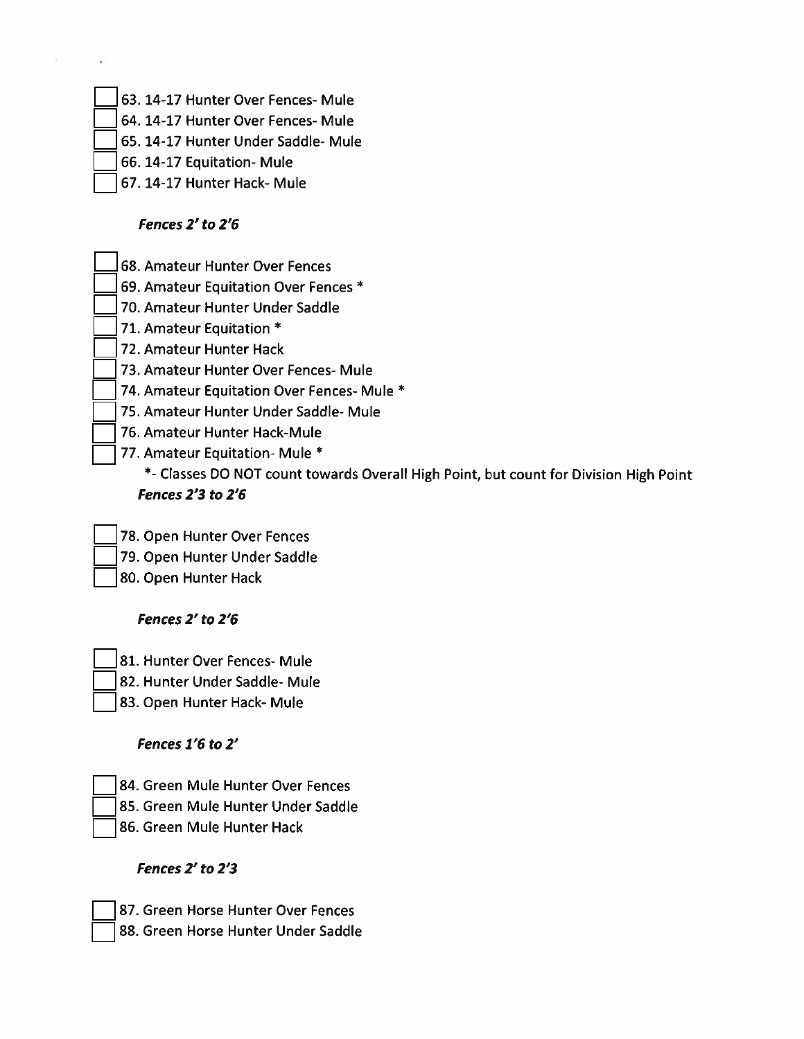- [ ] 63. 14-17 Hunter Over Fences- Mule
- [ ] 64. 14-17 Hunter Over Fences- Mule
- [ ] 65. 14-17 Hunter Under Saddle- Mule
- [ ] 66. 14-17 Equitation- Mule
- [ ] 67. 14-17 Hunter Hack- Mule

***Fences 2' to 2'6***

- [ ] 68. Amateur Hunter Over Fences
- [ ] 69. Amateur Equitation Over Fences *
- [ ] 70. Amateur Hunter Under Saddle
- [ ] 71. Amateur Equitation *
- [ ] 72. Amateur Hunter Hack
- [ ] 73. Amateur Hunter Over Fences- Mule
- [ ] 74. Amateur Equitation Over Fences- Mule *
- [ ] 75. Amateur Hunter Under Saddle- Mule
- [ ] 76. Amateur Hunter Hack-Mule
- [ ] 77. Amateur Equitation- Mule *

*- Classes DO NOT count towards Overall High Point, but count for Division High Point

***Fences 2'3 to 2'6***

- [ ] 78. Open Hunter Over Fences
- [ ] 79. Open Hunter Under Saddle
- [ ] 80. Open Hunter Hack

***Fences 2' to 2'6***

- [ ] 81. Hunter Over Fences- Mule
- [ ] 82. Hunter Under Saddle- Mule
- [ ] 83. Open Hunter Hack- Mule

***Fences 1'6 to 2'***

- [ ] 84. Green Mule Hunter Over Fences
- [ ] 85. Green Mule Hunter Under Saddle
- [ ] 86. Green Mule Hunter Hack

***Fences 2' to 2'3***

- [ ] 87. Green Horse Hunter Over Fences
- [ ] 88. Green Horse Hunter Under Saddle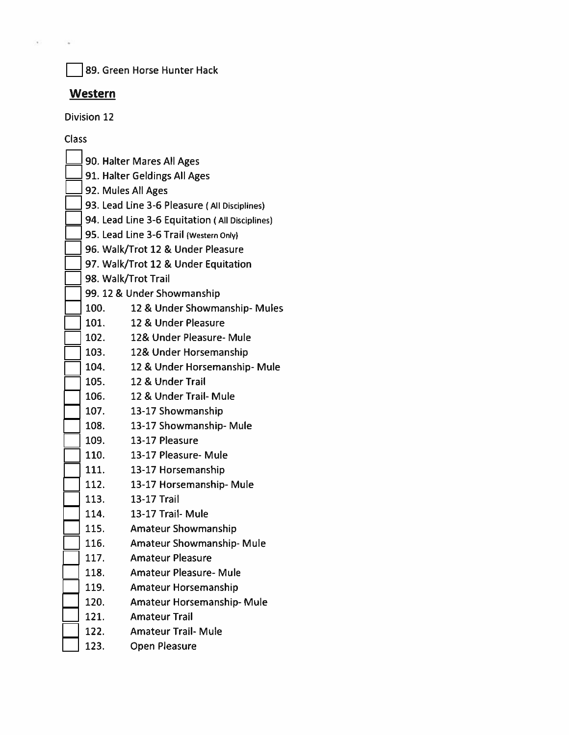☐ 89. Green Horse Hunter Hack

## **Western**

Division 12

Class

☐ 90. Halter Mares All Ages
☐ 91. Halter Geldings All Ages
☐ 92. Mules All Ages
☐ 93. Lead Line 3-6 Pleasure ( All Disciplines)
☐ 94. Lead Line 3-6 Equitation ( All Disciplines)
☐ 95. Lead Line 3-6 Trail (Western Only)
☐ 96. Walk/Trot 12 & Under Pleasure
☐ 97. Walk/Trot 12 & Under Equitation
☐ 98. Walk/Trot Trail
☐ 99. 12 & Under Showmanship
☐ 100. 12 & Under Showmanship- Mules
☐ 101. 12 & Under Pleasure
☐ 102. 12& Under Pleasure- Mule
☐ 103. 12& Under Horsemanship
☐ 104. 12 & Under Horsemanship- Mule
☐ 105. 12 & Under Trail
☐ 106. 12 & Under Trail- Mule
☐ 107. 13-17 Showmanship
☐ 108. 13-17 Showmanship- Mule
☐ 109. 13-17 Pleasure
☐ 110. 13-17 Pleasure- Mule
☐ 111. 13-17 Horsemanship
☐ 112. 13-17 Horsemanship- Mule
☐ 113. 13-17 Trail
☐ 114. 13-17 Trail- Mule
☐ 115. Amateur Showmanship
☐ 116. Amateur Showmanship- Mule
☐ 117. Amateur Pleasure
☐ 118. Amateur Pleasure- Mule
☐ 119. Amateur Horsemanship
☐ 120. Amateur Horsemanship- Mule
☐ 121. Amateur Trail
☐ 122. Amateur Trail- Mule
☐ 123. Open Pleasure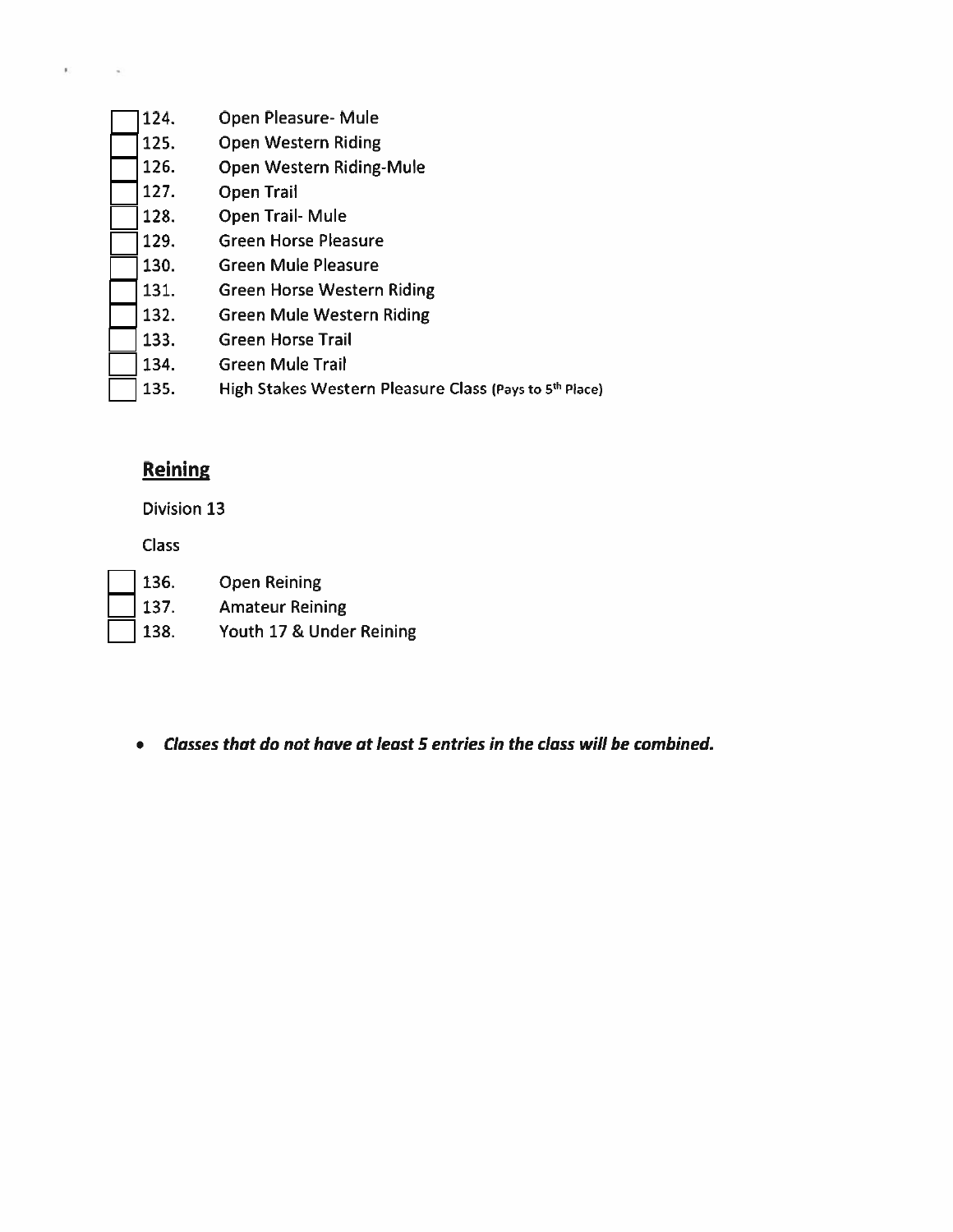- [ ] 124. Open Pleasure- Mule
- [ ] 125. Open Western Riding
- [ ] 126. Open Western Riding-Mule
- [ ] 127. Open Trail
- [ ] 128. Open Trail- Mule
- [ ] 129. Green Horse Pleasure
- [ ] 130. Green Mule Pleasure
- [ ] 131. Green Horse Western Riding
- [ ] 132. Green Mule Western Riding
- [ ] 133. Green Horse Trail
- [ ] 134. Green Mule Trail
- [ ] 135. High Stakes Western Pleasure Class (Pays to 5th Place)

## Reining

Division 13

Class

- [ ] 136. Open Reining
- [ ] 137. Amateur Reining
- [ ] 138. Youth 17 & Under Reining

- ***Classes that do not have at least 5 entries in the class will be combined.***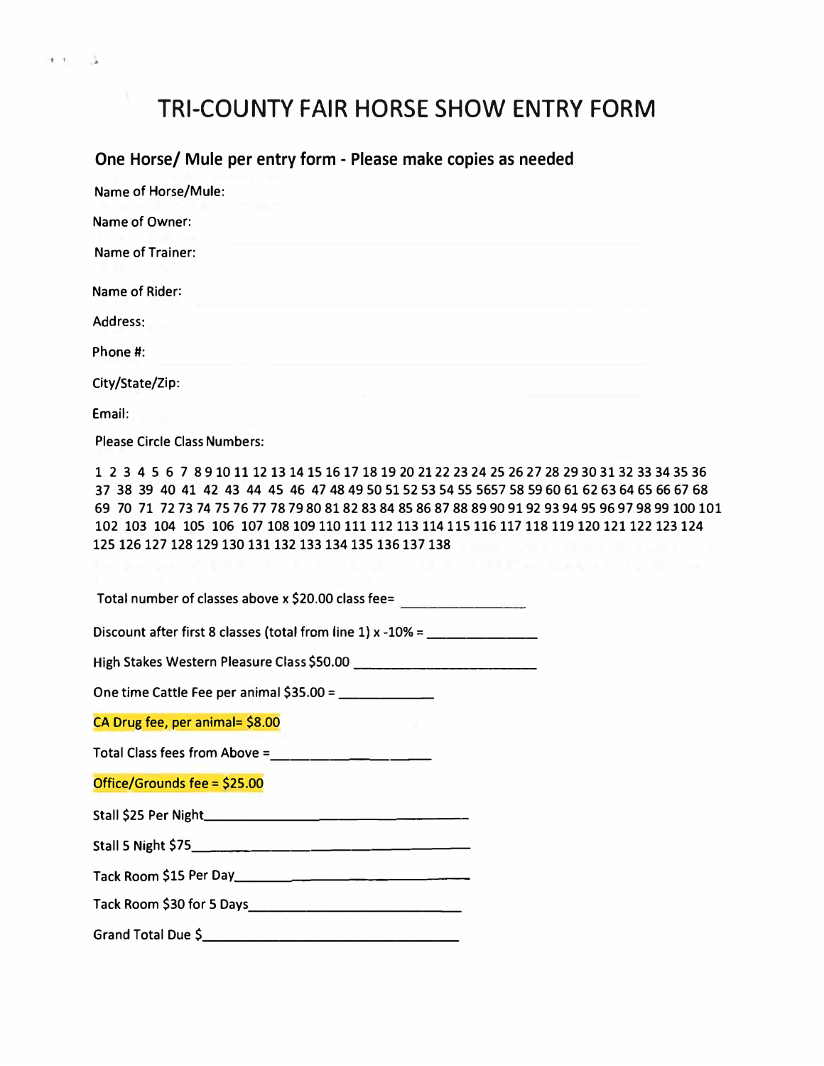# TRI-COUNTY FAIR HORSE SHOW ENTRY FORM

## One Horse/ Mule per entry form - Please make copies as needed

Name of Horse/Mule:

Name of Owner:

Name of Trainer:

Name of Rider:

Address:

Phone #:

City/State/Zip:

Email:

Please Circle Class Numbers:

1 2 3 4 5 6 7 8 9 10 11 12 13 14 15 16 17 18 19 20 21 22 23 24 25 26 27 28 29 30 31 32 33 34 35 36 37 38 39 40 41 42 43 44 45 46 47 48 49 50 51 52 53 54 55 5657 58 59 60 61 62 63 64 65 66 67 68 69 70 71 72 73 74 75 76 77 78 79 80 81 82 83 84 85 86 87 88 89 90 91 92 93 94 95 96 97 98 99 100 101 102 103 104 105 106 107 108 109 110 111 112 113 114 115 116 117 118 119 120 121 122 123 124 125 126 127 128 129 130 131 132 133 134 135 136 137 138

Total number of classes above x $20.00 class fee= ________________

Discount after first 8 classes (total from line 1) x -10% = ______________

High Stakes Western Pleasure Class $50.00 ________________________

One time Cattle Fee per animal $35.00 = ____________

CA Drug fee, per animal= $8.00

Total Class fees from Above =____________________

Office/Grounds fee = $25.00

Stall $25 Per Night____________________________

Stall 5 Night $75______________________________

Tack Room $15 Per Day__________________________

Tack Room $30 for 5 Days_________________________

Grand Total Due $______________________________